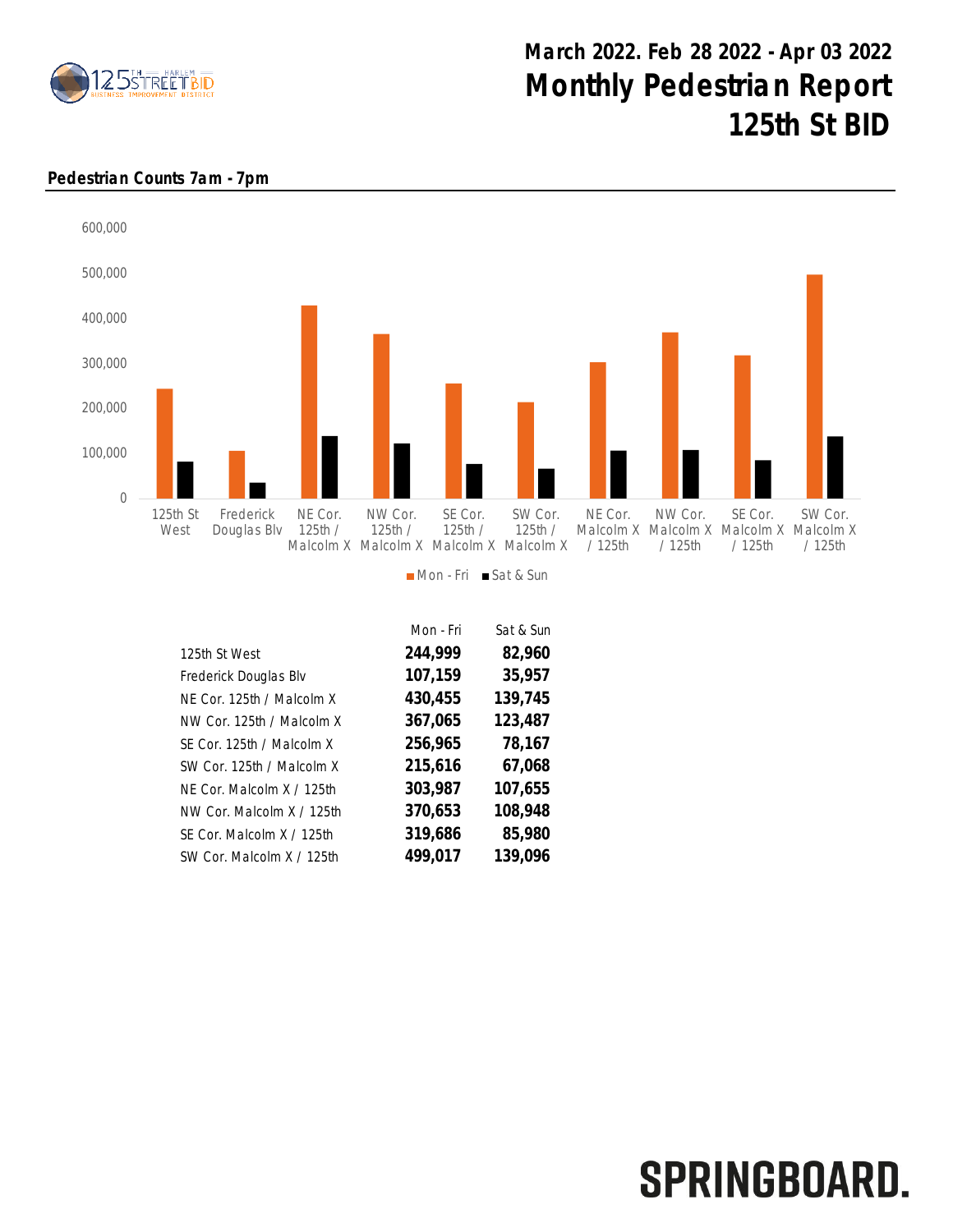# March 2022. Feb 28 2022 - Apr 03 2022

# Monthly Pedestrian Report

# 125th St BID

**Pedestrian Counts 7am - 7pm**

| | Mon - Fri | Sat & Sun |
|---|---|---|
| 125th St West | **244,999** | **82,960** |
| Frederick Douglas Blv | **107,159** | **35,957** |
| NE Cor. 125th / Malcolm X | **430,455** | **139,745** |
| NW Cor. 125th / Malcolm X | **367,065** | **123,487** |
| SE Cor. 125th / Malcolm X | **256,965** | **78,167** |
| SW Cor. 125th / Malcolm X | **215,616** | **67,068** |
| NE Cor. Malcolm X / 125th | **303,987** | **107,655** |
| NW Cor. Malcolm X / 125th | **370,653** | **108,948** |
| SE Cor. Malcolm X / 125th | **319,686** | **85,980** |
| SW Cor. Malcolm X / 125th | **499,017** | **139,096** |

SPRINGBOARD.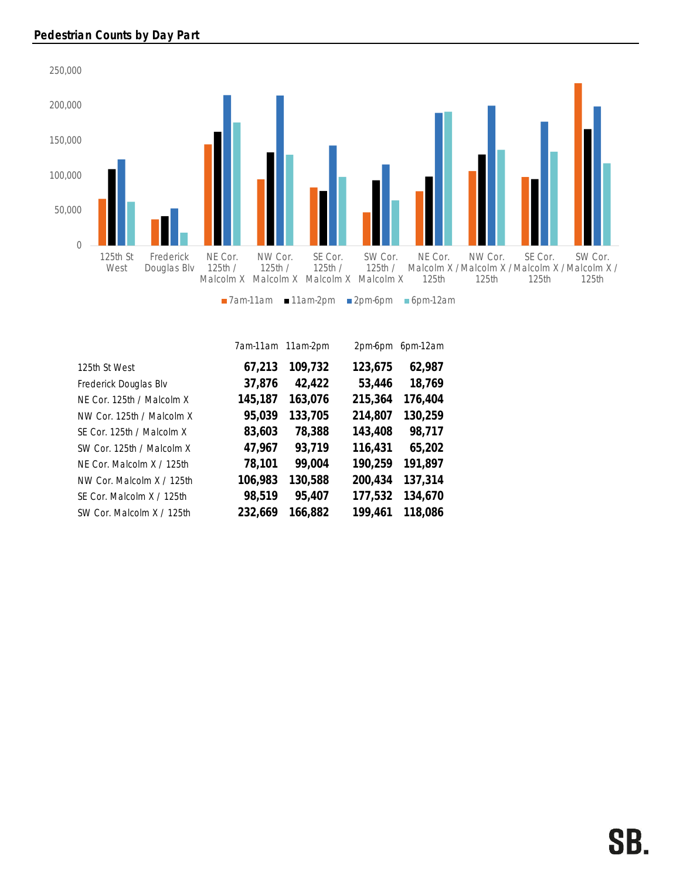## Pedestrian Counts by Day Part

|  | 7am-11am | 11am-2pm | 2pm-6pm | 6pm-12am |
|---|---|---|---|---|
| 125th St West | **67,213** | **109,732** | **123,675** | **62,987** |
| Frederick Douglas Blv | **37,876** | **42,422** | **53,446** | **18,769** |
| NE Cor. 125th / Malcolm X | **145,187** | **163,076** | **215,364** | **176,404** |
| NW Cor. 125th / Malcolm X | **95,039** | **133,705** | **214,807** | **130,259** |
| SE Cor. 125th / Malcolm X | **83,603** | **78,388** | **143,408** | **98,717** |
| SW Cor. 125th / Malcolm X | **47,967** | **93,719** | **116,431** | **65,202** |
| NE Cor. Malcolm X / 125th | **78,101** | **99,004** | **190,259** | **191,897** |
| NW Cor. Malcolm X / 125th | **106,983** | **130,588** | **200,434** | **137,314** |
| SE Cor. Malcolm X / 125th | **98,519** | **95,407** | **177,532** | **134,670** |
| SW Cor. Malcolm X / 125th | **232,669** | **166,882** | **199,461** | **118,086** |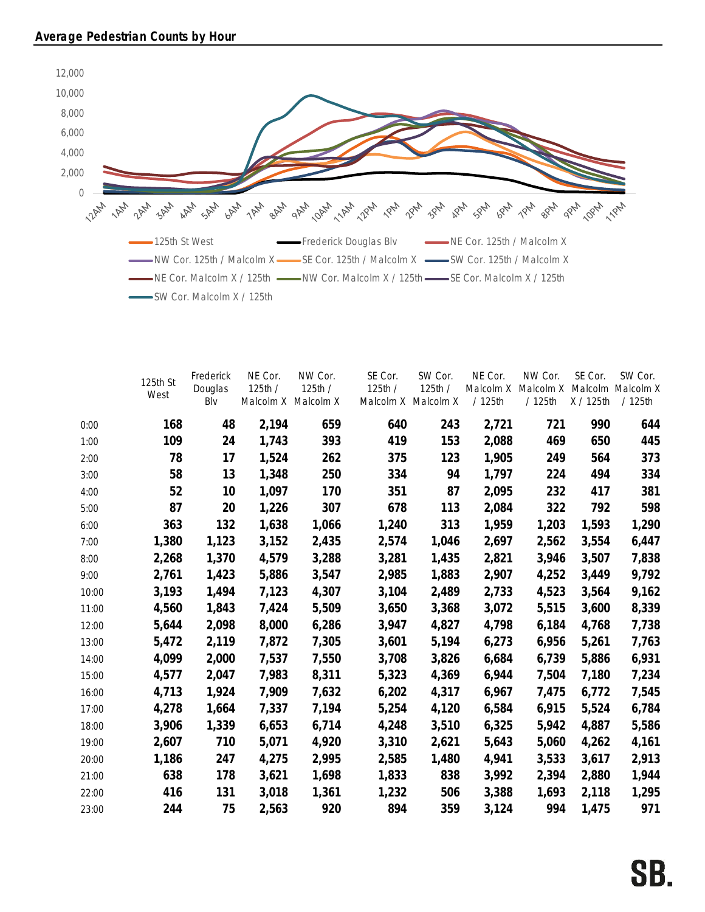## Average Pedestrian Counts by Hour

| | 125th St West | Frederick Douglas Blv | NE Cor. 125th / Malcolm X | NW Cor. 125th / Malcolm X | SE Cor. 125th / Malcolm X | SW Cor. 125th / Malcolm X | NE Cor. Malcolm X / 125th | NW Cor. Malcolm X / 125th | SE Cor. Malcolm X / 125th | SW Cor. Malcolm X / 125th |
|---|---|---|---|---|---|---|---|---|---|---|
| 0:00 | 168 | 48 | 2,194 | 659 | 640 | 243 | 2,721 | 721 | 990 | 644 |
| 1:00 | 109 | 24 | 1,743 | 393 | 419 | 153 | 2,088 | 469 | 650 | 445 |
| 2:00 | 78 | 17 | 1,524 | 262 | 375 | 123 | 1,905 | 249 | 564 | 373 |
| 3:00 | 58 | 13 | 1,348 | 250 | 334 | 94 | 1,797 | 224 | 494 | 334 |
| 4:00 | 52 | 10 | 1,097 | 170 | 351 | 87 | 2,095 | 232 | 417 | 381 |
| 5:00 | 87 | 20 | 1,226 | 307 | 678 | 113 | 2,084 | 322 | 792 | 598 |
| 6:00 | 363 | 132 | 1,638 | 1,066 | 1,240 | 313 | 1,959 | 1,203 | 1,593 | 1,290 |
| 7:00 | 1,380 | 1,123 | 3,152 | 2,435 | 2,574 | 1,046 | 2,697 | 2,562 | 3,554 | 6,447 |
| 8:00 | 2,268 | 1,370 | 4,579 | 3,288 | 3,281 | 1,435 | 2,821 | 3,946 | 3,507 | 7,838 |
| 9:00 | 2,761 | 1,423 | 5,886 | 3,547 | 2,985 | 1,883 | 2,907 | 4,252 | 3,449 | 9,792 |
| 10:00 | 3,193 | 1,494 | 7,123 | 4,307 | 3,104 | 2,489 | 2,733 | 4,523 | 3,564 | 9,162 |
| 11:00 | 4,560 | 1,843 | 7,424 | 5,509 | 3,650 | 3,368 | 3,072 | 5,515 | 3,600 | 8,339 |
| 12:00 | 5,644 | 2,098 | 8,000 | 6,286 | 3,947 | 4,827 | 4,798 | 6,184 | 4,768 | 7,738 |
| 13:00 | 5,472 | 2,119 | 7,872 | 7,305 | 3,601 | 5,194 | 6,273 | 6,956 | 5,261 | 7,763 |
| 14:00 | 4,099 | 2,000 | 7,537 | 7,550 | 3,708 | 3,826 | 6,684 | 6,739 | 5,886 | 6,931 |
| 15:00 | 4,577 | 2,047 | 7,983 | 8,311 | 5,323 | 4,369 | 6,944 | 7,504 | 7,180 | 7,234 |
| 16:00 | 4,713 | 1,924 | 7,909 | 7,632 | 6,202 | 4,317 | 6,967 | 7,475 | 6,772 | 7,545 |
| 17:00 | 4,278 | 1,664 | 7,337 | 7,194 | 5,254 | 4,120 | 6,584 | 6,915 | 5,524 | 6,784 |
| 18:00 | 3,906 | 1,339 | 6,653 | 6,714 | 4,248 | 3,510 | 6,325 | 5,942 | 4,887 | 5,586 |
| 19:00 | 2,607 | 710 | 5,071 | 4,920 | 3,310 | 2,621 | 5,643 | 5,060 | 4,262 | 4,161 |
| 20:00 | 1,186 | 247 | 4,275 | 2,995 | 2,585 | 1,480 | 4,941 | 3,533 | 3,617 | 2,913 |
| 21:00 | 638 | 178 | 3,621 | 1,698 | 1,833 | 838 | 3,992 | 2,394 | 2,880 | 1,944 |
| 22:00 | 416 | 131 | 3,018 | 1,361 | 1,232 | 506 | 3,388 | 1,693 | 2,118 | 1,295 |
| 23:00 | 244 | 75 | 2,563 | 920 | 894 | 359 | 3,124 | 994 | 1,475 | 971 |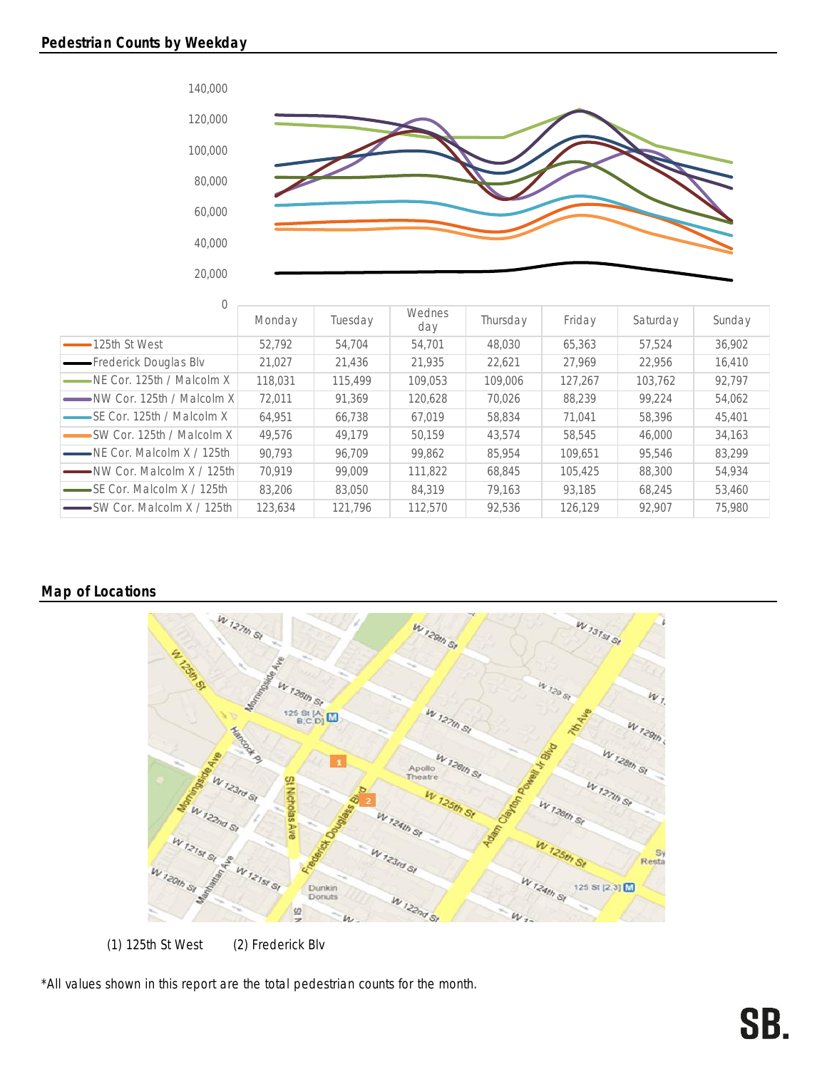## Pedestrian Counts by Weekday

140,000
120,000
100,000
80,000
60,000
40,000
20,000
0

| | Monday | Tuesday | Wednesday | Thursday | Friday | Saturday | Sunday |
|---|---|---|---|---|---|---|---|
| 125th St West | 52,792 | 54,704 | 54,701 | 48,030 | 65,363 | 57,524 | 36,902 |
| Frederick Douglas Blv | 21,027 | 21,436 | 21,935 | 22,621 | 27,969 | 22,956 | 16,410 |
| NE Cor. 125th / Malcolm X | 118,031 | 115,499 | 109,053 | 109,006 | 127,267 | 103,762 | 92,797 |
| NW Cor. 125th / Malcolm X | 72,011 | 91,369 | 120,628 | 70,026 | 88,239 | 99,224 | 54,062 |
| SE Cor. 125th / Malcolm X | 64,951 | 66,738 | 67,019 | 58,834 | 71,041 | 58,396 | 45,401 |
| SW Cor. 125th / Malcolm X | 49,576 | 49,179 | 50,159 | 43,574 | 58,545 | 46,000 | 34,163 |
| NE Cor. Malcolm X / 125th | 90,793 | 96,709 | 99,862 | 85,954 | 109,651 | 95,546 | 83,299 |
| NW Cor. Malcolm X / 125th | 70,919 | 99,009 | 111,822 | 68,845 | 105,425 | 88,300 | 54,934 |
| SE Cor. Malcolm X / 125th | 83,206 | 83,050 | 84,319 | 79,163 | 93,185 | 68,245 | 53,460 |
| SW Cor. Malcolm X / 125th | 123,634 | 121,796 | 112,570 | 92,536 | 126,129 | 92,907 | 75,980 |

## Map of Locations

(1) 125th St West (2) Frederick Blv

*All values shown in this report are the total pedestrian counts for the month.